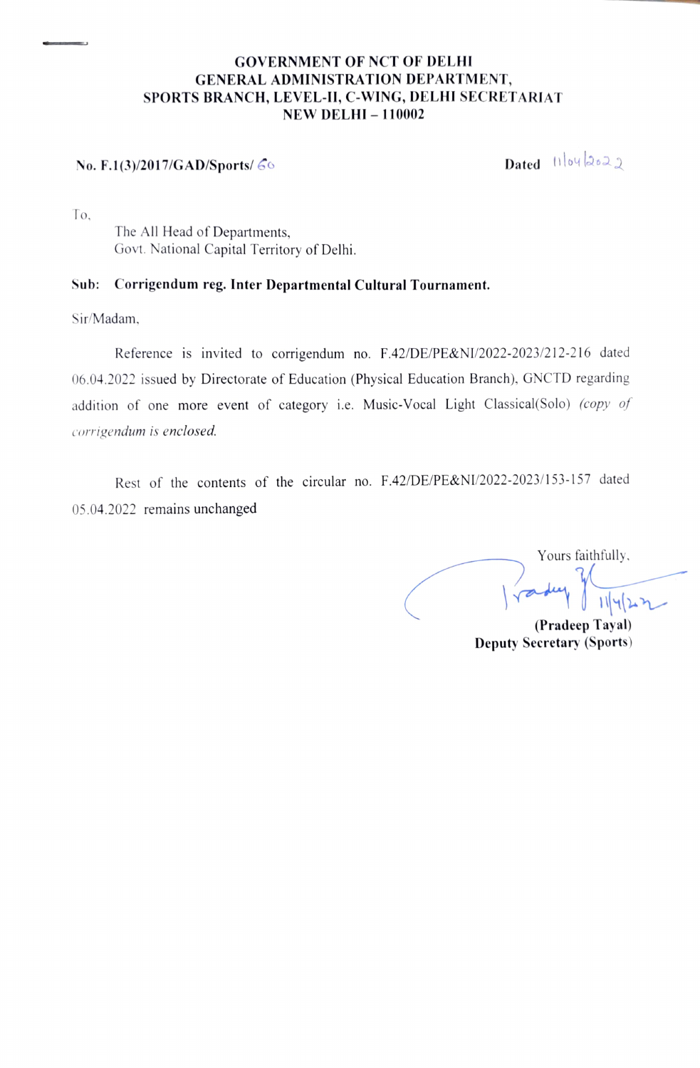**GOVERNMENT OF NCT OF DELHI**
**GENERAL ADMINISTRATION DEPARTMENT,**
**SPORTS BRANCH, LEVEL-II, C-WING, DELHI SECRETARIAT**
**NEW DELHI – 110002**

**No. F.1(3)/2017/GAD/Sports/** 60 **Dated** 11/04/2022

To,

The All Head of Departments,
Govt. National Capital Territory of Delhi.

**Sub: Corrigendum reg. Inter Departmental Cultural Tournament.**

Sir/Madam,

Reference is invited to corrigendum no. F.42/DE/PE&NI/2022-2023/212-216 dated 06.04.2022 issued by Directorate of Education (Physical Education Branch), GNCTD regarding addition of one more event of category i.e. Music-Vocal Light Classical(Solo) *(copy of corrigendum is enclosed.*

Rest of the contents of the circular no. F.42/DE/PE&NI/2022-2023/153-157 dated 05.04.2022 remains unchanged

Yours faithfully,

11/4/22

**(Pradeep Tayal)**
**Deputy Secretary (Sports)**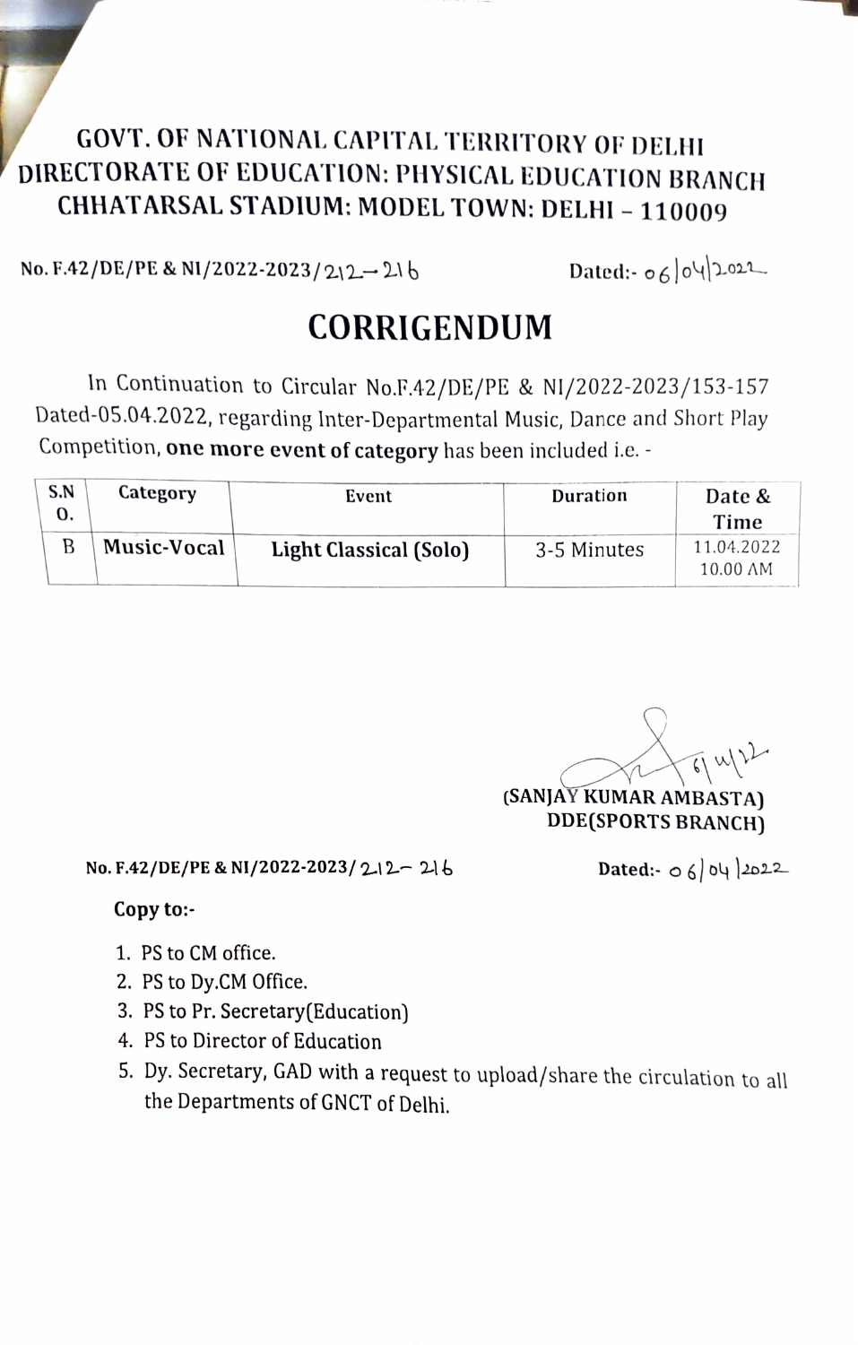# GOVT. OF NATIONAL CAPITAL TERRITORY OF DELHI
# DIRECTORATE OF EDUCATION: PHYSICAL EDUCATION BRANCH
# CHHATARSAL STADIUM: MODEL TOWN: DELHI – 110009

**No. F.42/DE/PE & NI/2022-2023/212–216** **Dated:- 06/04/2022**

## CORRIGENDUM

In Continuation to Circular No.F.42/DE/PE & NI/2022-2023/153-157 Dated-05.04.2022, regarding Inter-Departmental Music, Dance and Short Play Competition, **one more event of category** has been included i.e. -

| S.NO. | Category | Event | Duration | Date & Time |
|---|---|---|---|---|
| B | **Music-Vocal** | **Light Classical (Solo)** | 3-5 Minutes | 11.04.2022 10.00 AM |

6/4/22

**(SANJAY KUMAR AMBASTA)**
**DDE(SPORTS BRANCH)**

**No. F.42/DE/PE & NI/2022-2023/ 212–216** **Dated:- 06/04/2022**

**Copy to:-**

1. PS to CM office.
2. PS to Dy.CM Office.
3. PS to Pr. Secretary(Education)
4. PS to Director of Education
5. Dy. Secretary, GAD with a request to upload/share the circulation to all the Departments of GNCT of Delhi.